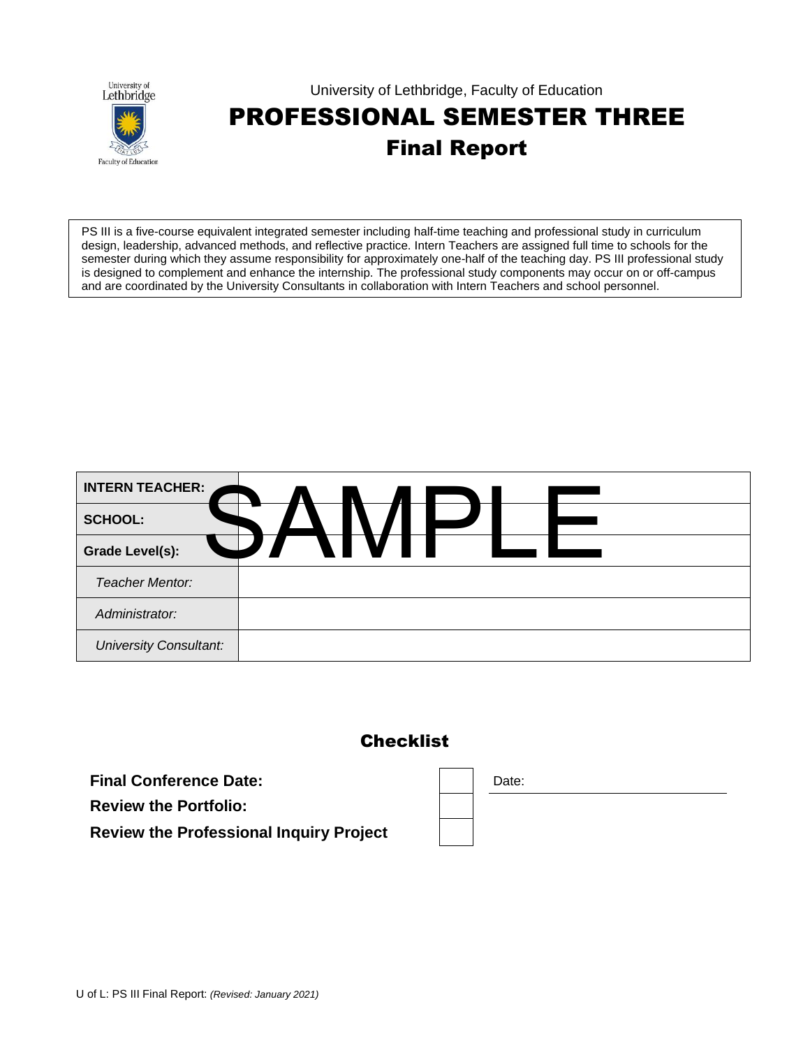University of Lethbridge, Faculty of Education

# PROFESSIONAL SEMESTER THREE

## Final Report

PS III is a five-course equivalent integrated semester including half-time teaching and professional study in curriculum design, leadership, advanced methods, and reflective practice. Intern Teachers are assigned full time to schools for the semester during which they assume responsibility for approximately one-half of the teaching day. PS III professional study is designed to complement and enhance the internship. The professional study components may occur on or off-campus and are coordinated by the University Consultants in collaboration with Intern Teachers and school personnel.

| | |
|---|---|
| **INTERN TEACHER:** | SAMPLE |
| **SCHOOL:** | |
| **Grade Level(s):** | |
| *Teacher Mentor:* | |
| *Administrator:* | |
| *University Consultant:* | |

## Checklist

| | | |
|---|---|---|
| **Final Conference Date:** | ☐ | Date: |
| **Review the Portfolio:** | ☐ | |
| **Review the Professional Inquiry Project** | ☐ | |

U of L: PS III Final Report: *(Revised: January 2021)*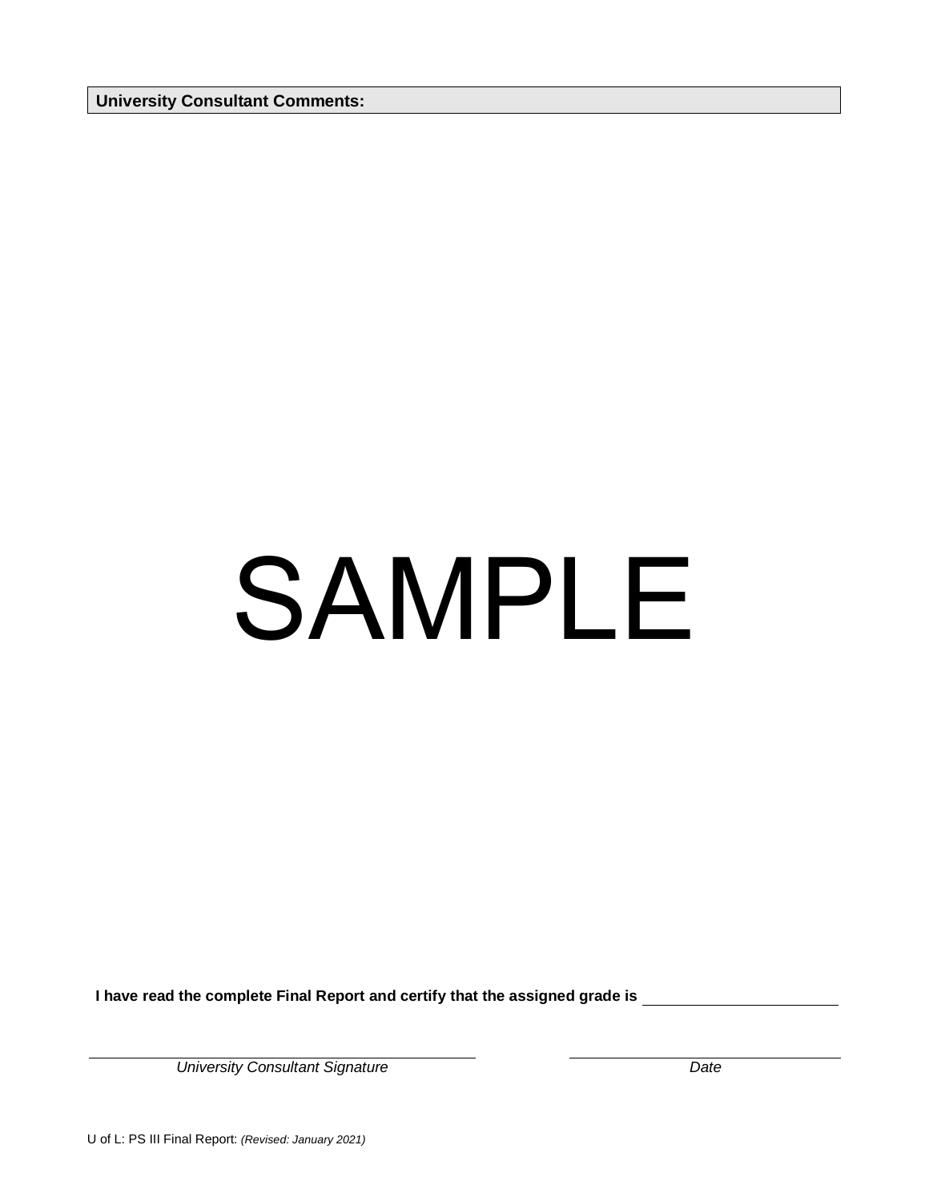**University Consultant Comments:**

SAMPLE

**I have read the complete Final Report and certify that the assigned grade is** ______________________

_______________________________ *University Consultant Signature*

_______________________________ *Date*

U of L: PS III Final Report: *(Revised: January 2021)*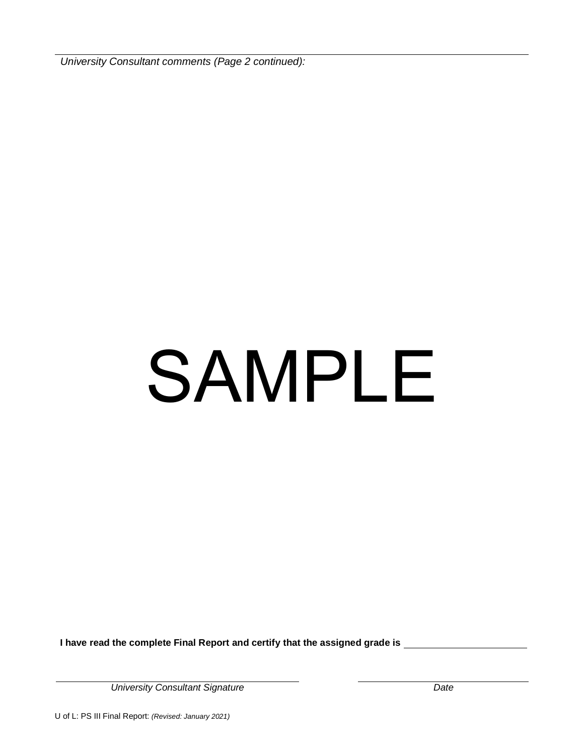*University Consultant comments (Page 2 continued):*

SAMPLE

**I have read the complete Final Report and certify that the assigned grade is** ______________________

______________________________  ______________________
*University Consultant Signature*  *Date*

U of L: PS III Final Report: *(Revised: January 2021)*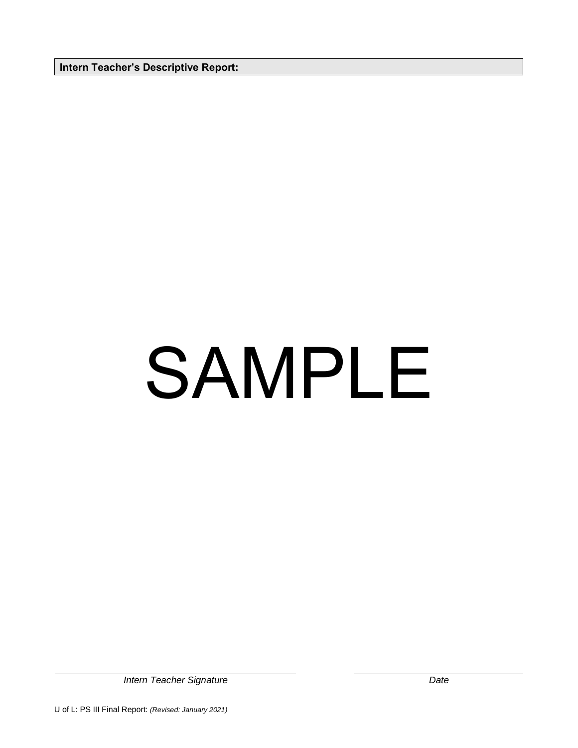**Intern Teacher's Descriptive Report:**

SAMPLE

| | |
|---|---|
| *Intern Teacher Signature* | *Date* |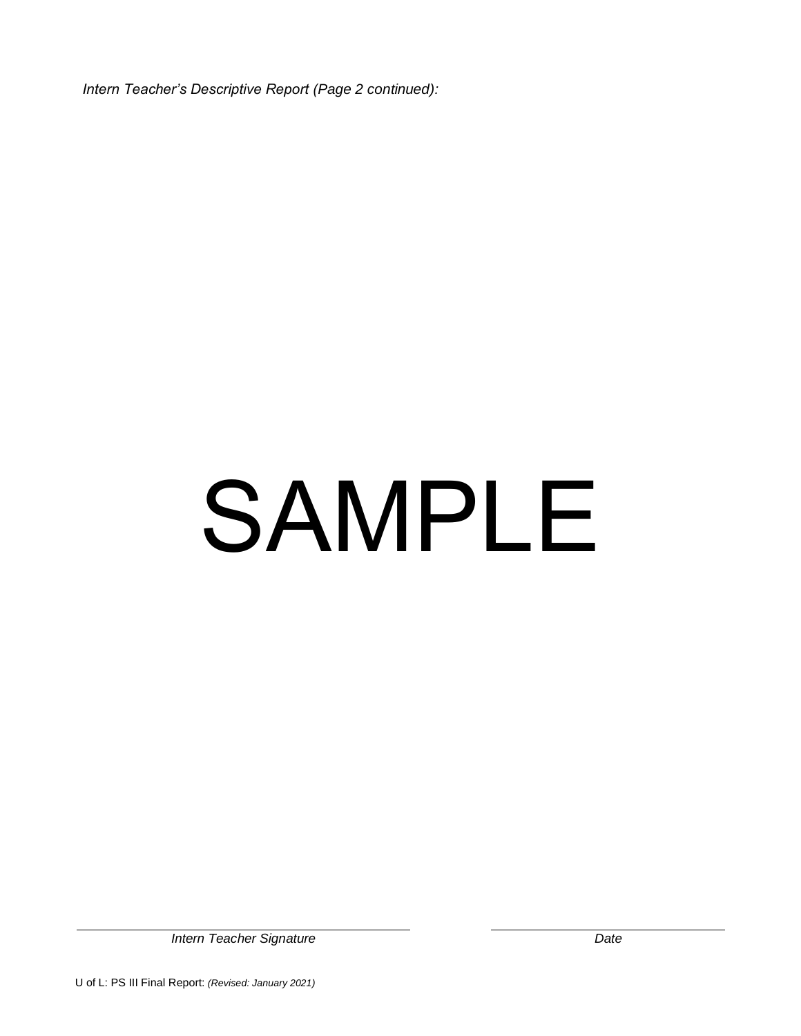*Intern Teacher's Descriptive Report (Page 2 continued):*

SAMPLE

*Intern Teacher Signature*

*Date*

U of L: PS III Final Report: *(Revised: January 2021)*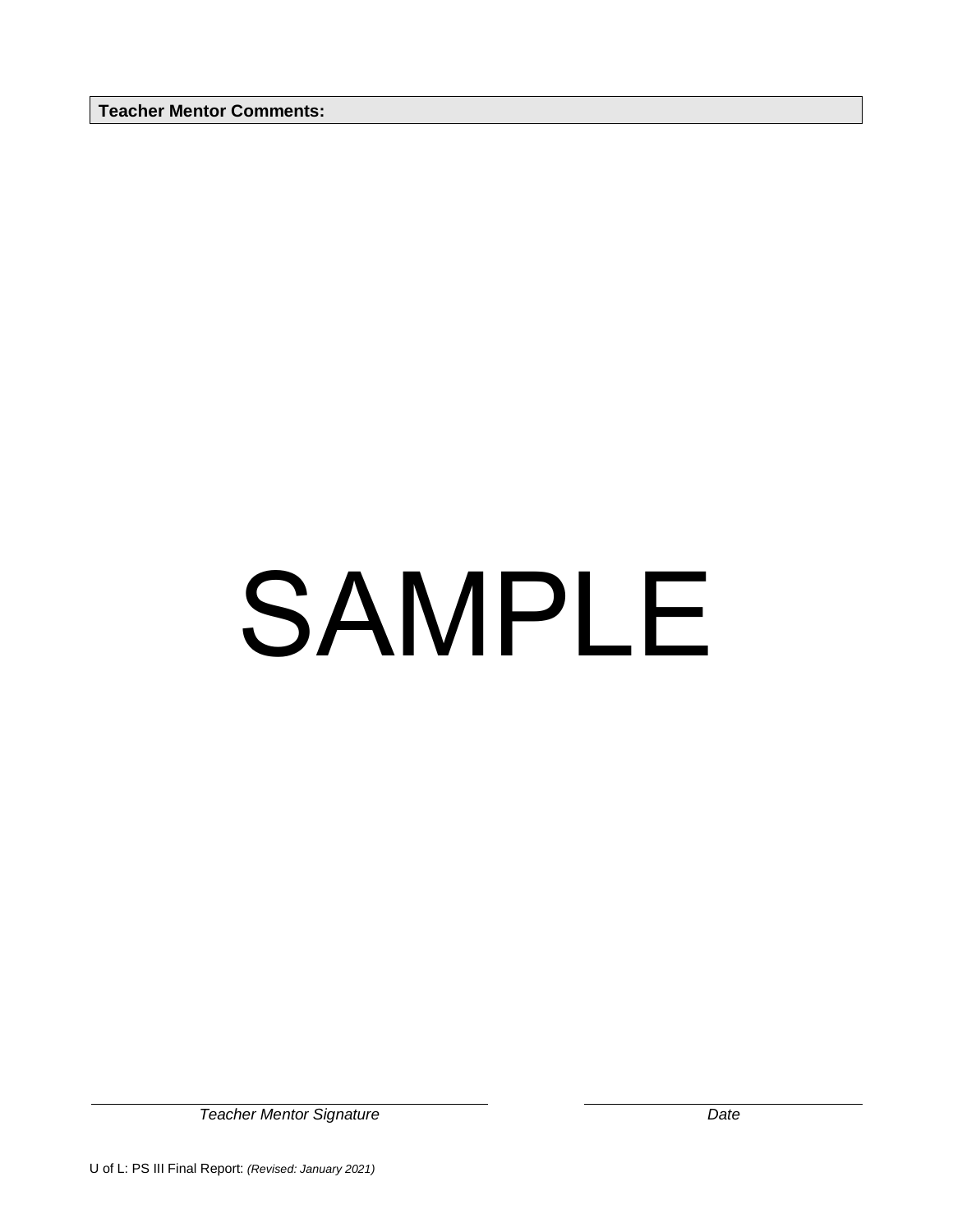**Teacher Mentor Comments:**

SAMPLE

_________________________________ _________________________
*Teacher Mentor Signature* *Date*

U of L: PS III Final Report: *(Revised: January 2021)*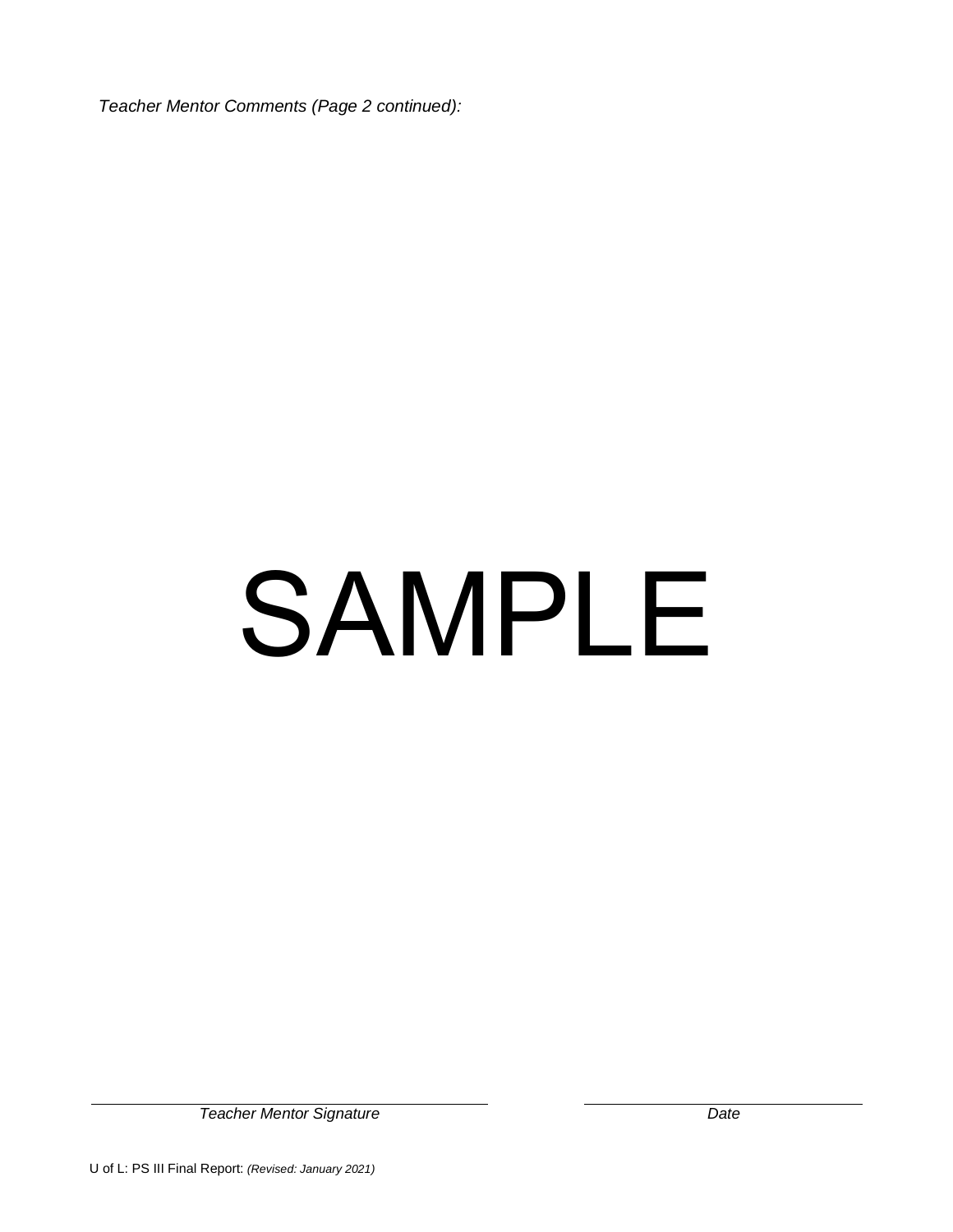*Teacher Mentor Comments (Page 2 continued):*

SAMPLE

| *Teacher Mentor Signature* | *Date* |
|---|---|

U of L: PS III Final Report: *(Revised: January 2021)*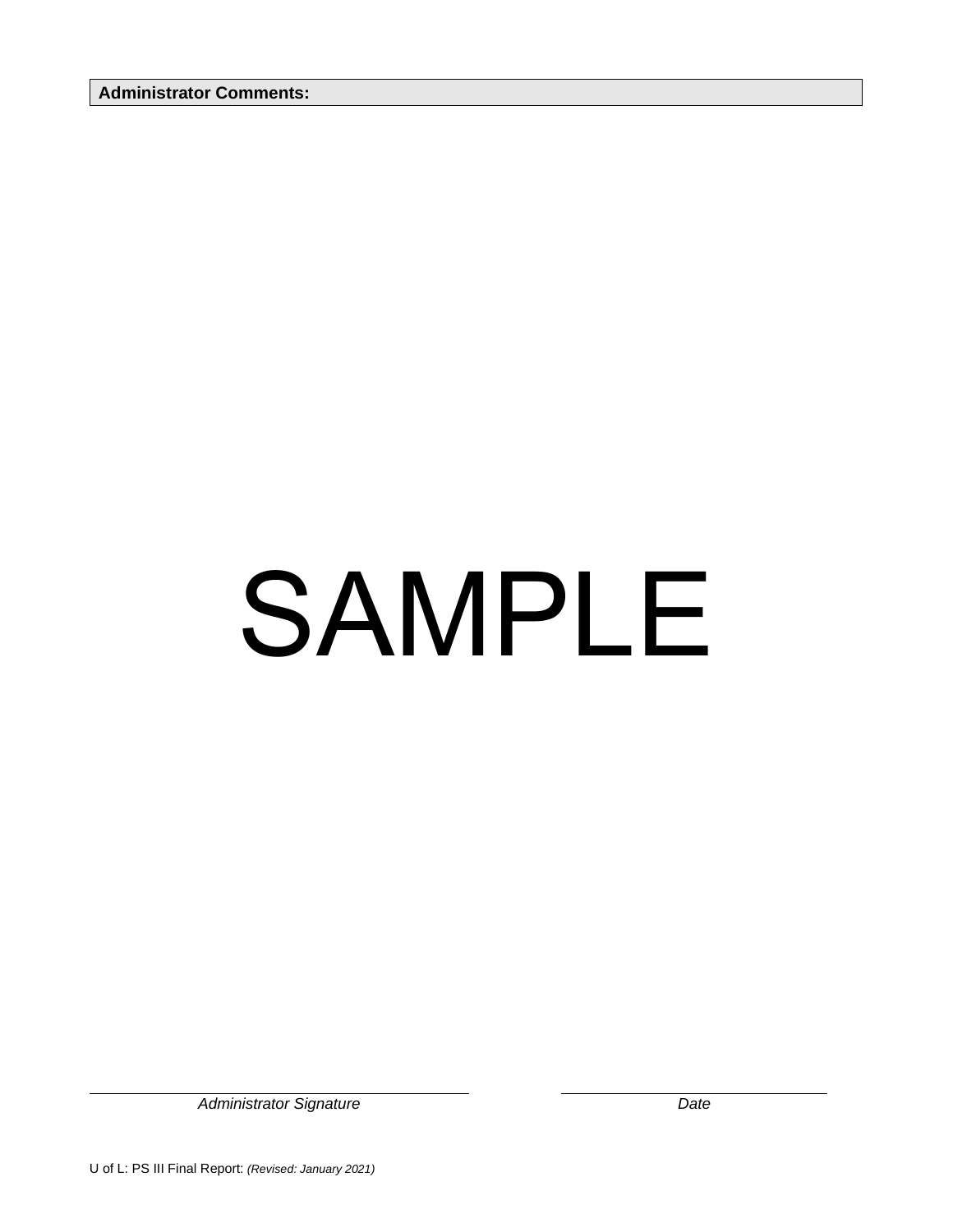**Administrator Comments:**

SAMPLE

______________________________ ______________________

*Administrator Signature* *Date*

U of L: PS III Final Report: *(Revised: January 2021)*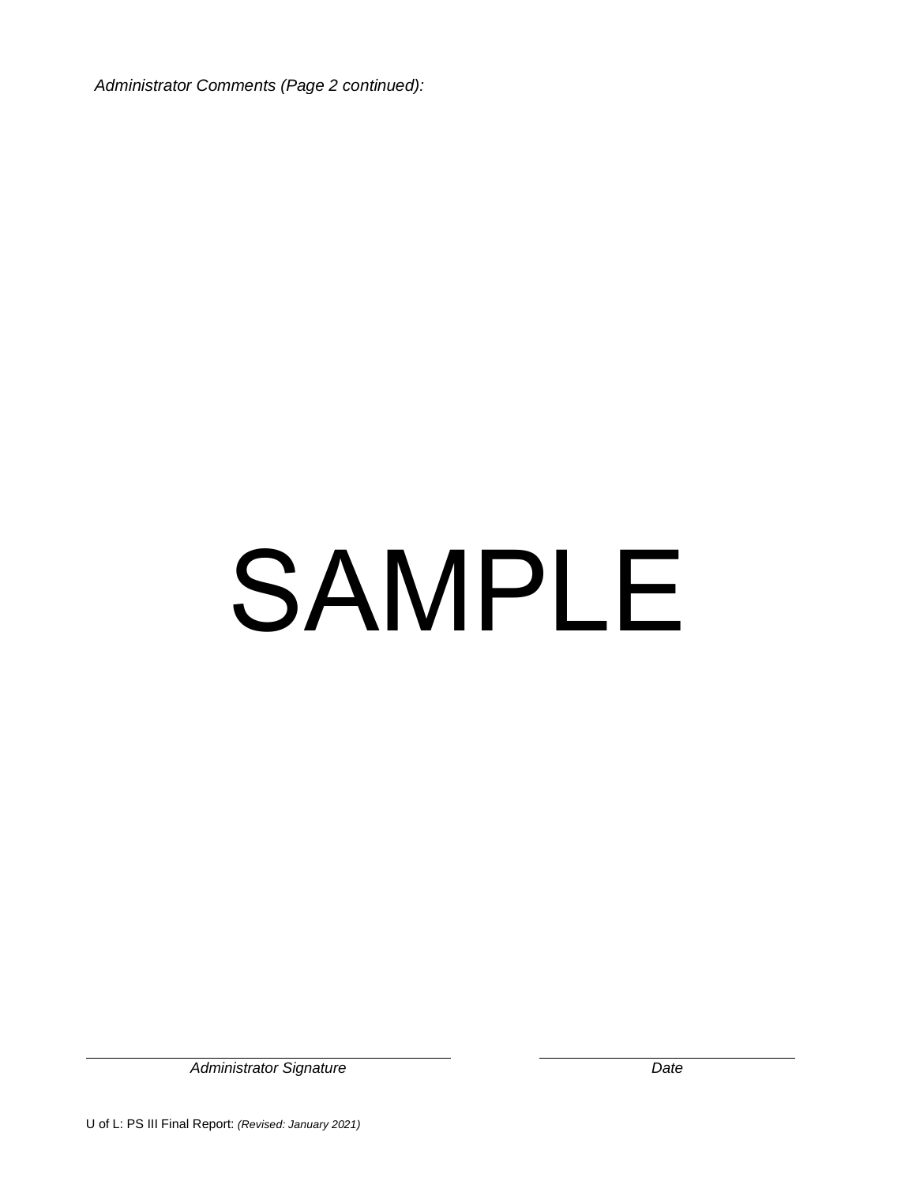*Administrator Comments (Page 2 continued):*

SAMPLE

______________________________ ______________________

*Administrator Signature* *Date*

U of L: PS III Final Report: *(Revised: January 2021)*